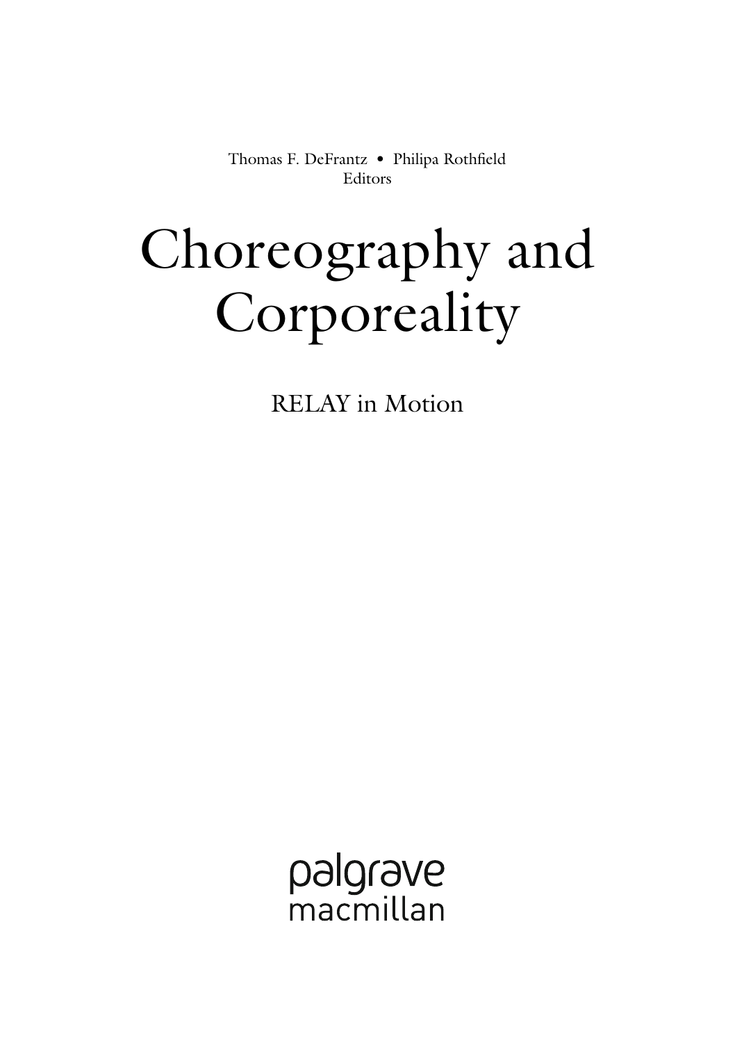Thomas F. DeFrantz • Philipa Rothfield
Editors

# Choreography and Corporeality

## RELAY in Motion

palgrave
macmillan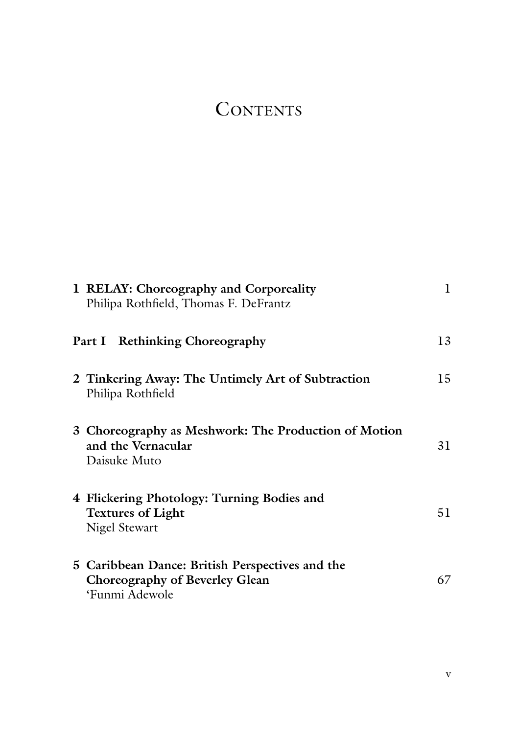# Contents

| | |
|---|---|
| **1 RELAY: Choreography and Corporeality**<br>Philipa Rothfield, Thomas F. DeFrantz | 1 |
| **Part I Rethinking Choreography** | 13 |
| **2 Tinkering Away: The Untimely Art of Subtraction**<br>Philipa Rothfield | 15 |
| **3 Choreography as Meshwork: The Production of Motion and the Vernacular**<br>Daisuke Muto | 31 |
| **4 Flickering Photology: Turning Bodies and Textures of Light**<br>Nigel Stewart | 51 |
| **5 Caribbean Dance: British Perspectives and the Choreography of Beverley Glean**<br>'Funmi Adewole | 67 |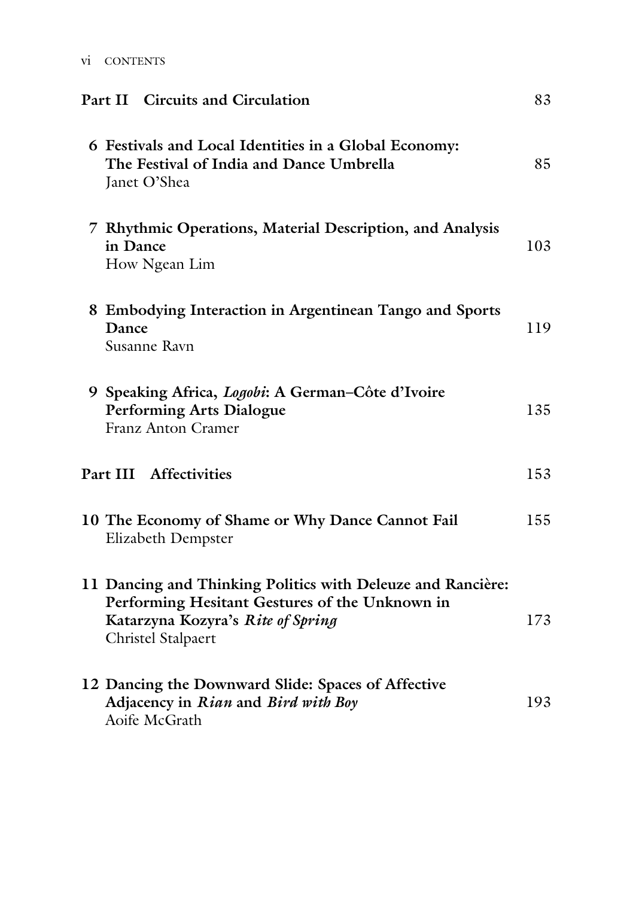**Part II Circuits and Circulation** 83

6 **Festivals and Local Identities in a Global Economy: The Festival of India and Dance Umbrella** 85
Janet O'Shea

7 **Rhythmic Operations, Material Description, and Analysis in Dance** 103
How Ngean Lim

8 **Embodying Interaction in Argentinean Tango and Sports Dance** 119
Susanne Ravn

9 **Speaking Africa, *Logobi*: A German–Côte d'Ivoire Performing Arts Dialogue** 135
Franz Anton Cramer

**Part III Affectivities** 153

10 **The Economy of Shame or Why Dance Cannot Fail** 155
Elizabeth Dempster

11 **Dancing and Thinking Politics with Deleuze and Rancière: Performing Hesitant Gestures of the Unknown in Katarzyna Kozyra's *Rite of Spring*** 173
Christel Stalpaert

12 **Dancing the Downward Slide: Spaces of Affective Adjacency in *Rian* and *Bird with Boy*** 193
Aoife McGrath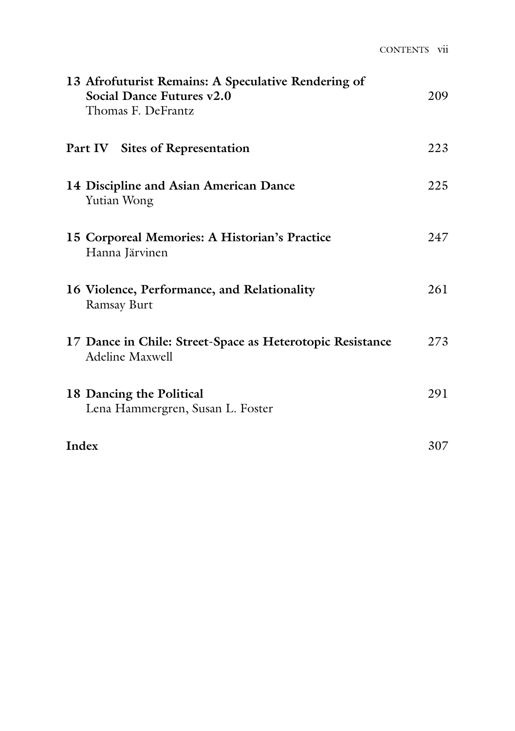| | |
|---|---|
| **13 Afrofuturist Remains: A Speculative Rendering of Social Dance Futures v2.0**<br>Thomas F. DeFrantz | 209 |
| **Part IV Sites of Representation** | 223 |
| **14 Discipline and Asian American Dance**<br>Yutian Wong | 225 |
| **15 Corporeal Memories: A Historian's Practice**<br>Hanna Järvinen | 247 |
| **16 Violence, Performance, and Relationality**<br>Ramsay Burt | 261 |
| **17 Dance in Chile: Street-Space as Heterotopic Resistance**<br>Adeline Maxwell | 273 |
| **18 Dancing the Political**<br>Lena Hammergren, Susan L. Foster | 291 |
| **Index** | 307 |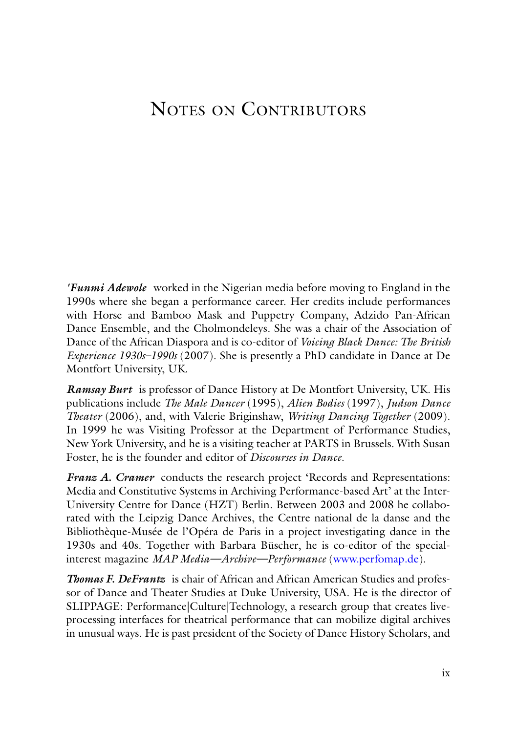# Notes on Contributors

***'Funmi Adewole*** worked in the Nigerian media before moving to England in the 1990s where she began a performance career. Her credits include performances with Horse and Bamboo Mask and Puppetry Company, Adzido Pan-African Dance Ensemble, and the Cholmondeleys. She was a chair of the Association of Dance of the African Diaspora and is co-editor of *Voicing Black Dance: The British Experience 1930s–1990s* (2007). She is presently a PhD candidate in Dance at De Montfort University, UK.

***Ramsay Burt*** is professor of Dance History at De Montfort University, UK. His publications include *The Male Dancer* (1995), *Alien Bodies* (1997), *Judson Dance Theater* (2006), and, with Valerie Briginshaw, *Writing Dancing Together* (2009). In 1999 he was Visiting Professor at the Department of Performance Studies, New York University, and he is a visiting teacher at PARTS in Brussels. With Susan Foster, he is the founder and editor of *Discourses in Dance*.

***Franz A. Cramer*** conducts the research project 'Records and Representations: Media and Constitutive Systems in Archiving Performance-based Art' at the Inter-University Centre for Dance (HZT) Berlin. Between 2003 and 2008 he collaborated with the Leipzig Dance Archives, the Centre national de la danse and the Bibliothèque-Musée de l'Opéra de Paris in a project investigating dance in the 1930s and 40s. Together with Barbara Büscher, he is co-editor of the special-interest magazine *MAP Media—Archive—Performance* (www.perfomap.de).

***Thomas F. DeFrantz*** is chair of African and African American Studies and professor of Dance and Theater Studies at Duke University, USA. He is the director of SLIPPAGE: Performance|Culture|Technology, a research group that creates live-processing interfaces for theatrical performance that can mobilize digital archives in unusual ways. He is past president of the Society of Dance History Scholars, and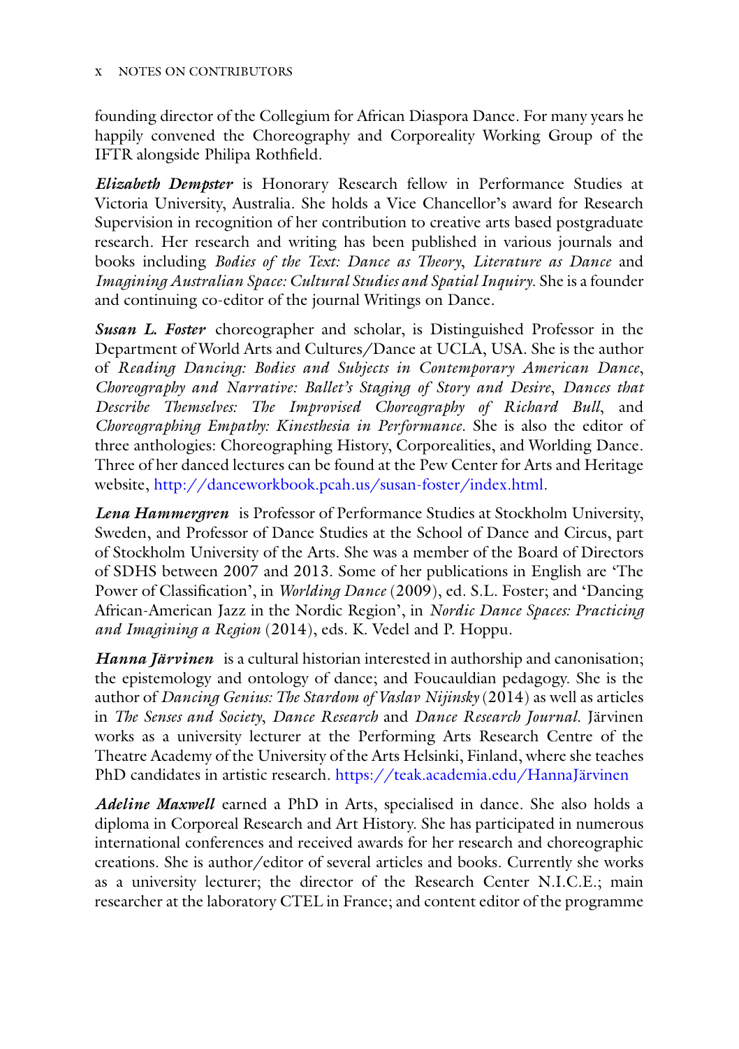founding director of the Collegium for African Diaspora Dance. For many years he happily convened the Choreography and Corporeality Working Group of the IFTR alongside Philipa Rothfield.

***Elizabeth Dempster*** is Honorary Research fellow in Performance Studies at Victoria University, Australia. She holds a Vice Chancellor's award for Research Supervision in recognition of her contribution to creative arts based postgraduate research. Her research and writing has been published in various journals and books including *Bodies of the Text: Dance as Theory*, *Literature as Dance* and *Imagining Australian Space: Cultural Studies and Spatial Inquiry*. She is a founder and continuing co-editor of the journal Writings on Dance.

***Susan L. Foster*** choreographer and scholar, is Distinguished Professor in the Department of World Arts and Cultures/Dance at UCLA, USA. She is the author of *Reading Dancing: Bodies and Subjects in Contemporary American Dance*, *Choreography and Narrative: Ballet's Staging of Story and Desire*, *Dances that Describe Themselves: The Improvised Choreography of Richard Bull*, and *Choreographing Empathy: Kinesthesia in Performance*. She is also the editor of three anthologies: Choreographing History, Corporealities, and Worlding Dance. Three of her danced lectures can be found at the Pew Center for Arts and Heritage website, http://danceworkbook.pcah.us/susan-foster/index.html.

***Lena Hammergren*** is Professor of Performance Studies at Stockholm University, Sweden, and Professor of Dance Studies at the School of Dance and Circus, part of Stockholm University of the Arts. She was a member of the Board of Directors of SDHS between 2007 and 2013. Some of her publications in English are 'The Power of Classification', in *Worlding Dance* (2009), ed. S.L. Foster; and 'Dancing African-American Jazz in the Nordic Region', in *Nordic Dance Spaces: Practicing and Imagining a Region* (2014), eds. K. Vedel and P. Hoppu.

***Hanna Järvinen*** is a cultural historian interested in authorship and canonisation; the epistemology and ontology of dance; and Foucauldian pedagogy. She is the author of *Dancing Genius: The Stardom of Vaslav Nijinsky* (2014) as well as articles in *The Senses and Society*, *Dance Research* and *Dance Research Journal*. Järvinen works as a university lecturer at the Performing Arts Research Centre of the Theatre Academy of the University of the Arts Helsinki, Finland, where she teaches PhD candidates in artistic research. https://teak.academia.edu/HannaJärvinen

***Adeline Maxwell*** earned a PhD in Arts, specialised in dance. She also holds a diploma in Corporeal Research and Art History. She has participated in numerous international conferences and received awards for her research and choreographic creations. She is author/editor of several articles and books. Currently she works as a university lecturer; the director of the Research Center N.I.C.E.; main researcher at the laboratory CTEL in France; and content editor of the programme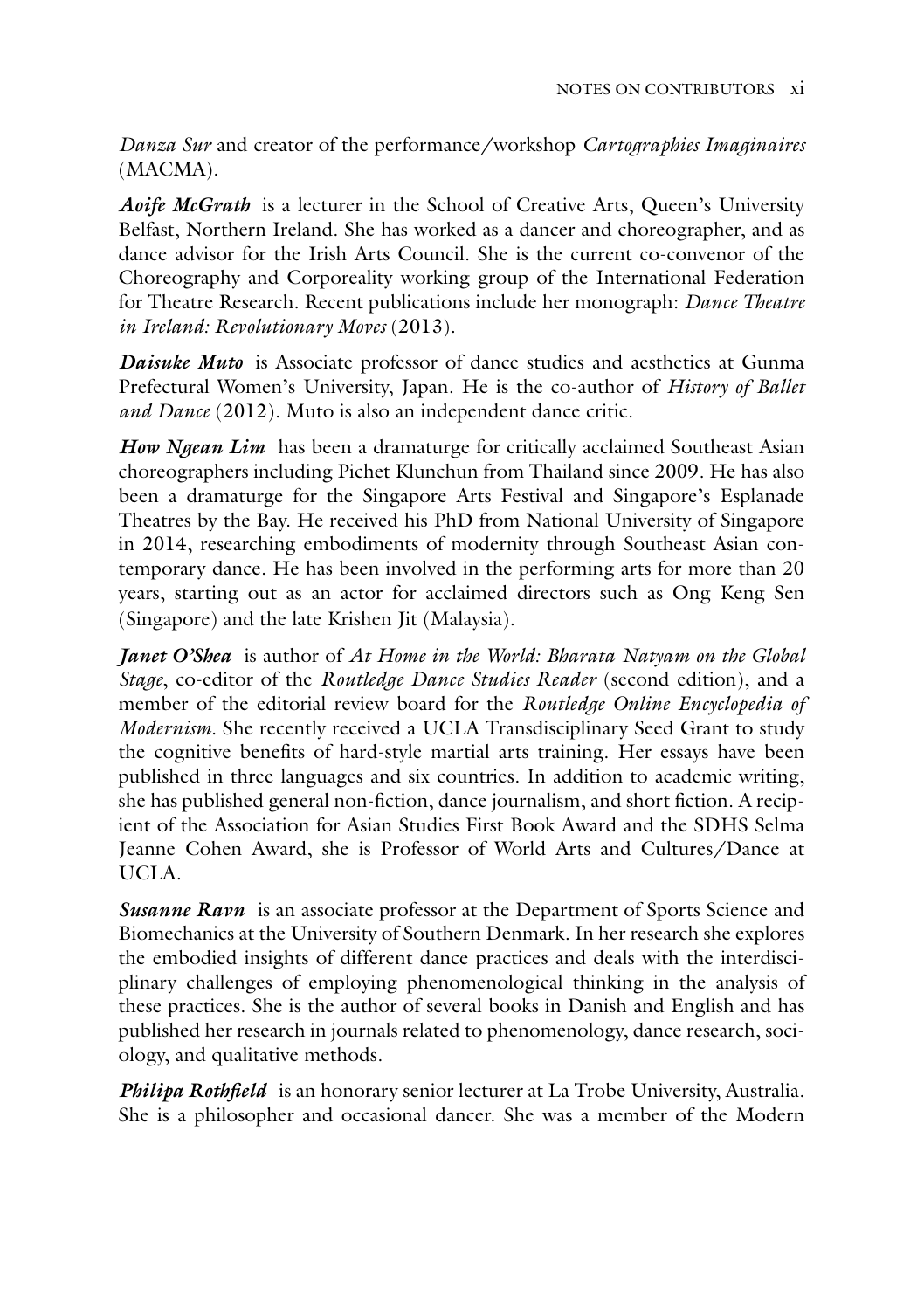*Danza Sur* and creator of the performance/workshop *Cartographies Imaginaires* (MACMA).

***Aoife McGrath*** is a lecturer in the School of Creative Arts, Queen's University Belfast, Northern Ireland. She has worked as a dancer and choreographer, and as dance advisor for the Irish Arts Council. She is the current co-convenor of the Choreography and Corporeality working group of the International Federation for Theatre Research. Recent publications include her monograph: *Dance Theatre in Ireland: Revolutionary Moves* (2013).

***Daisuke Muto*** is Associate professor of dance studies and aesthetics at Gunma Prefectural Women's University, Japan. He is the co-author of *History of Ballet and Dance* (2012). Muto is also an independent dance critic.

***How Ngean Lim*** has been a dramaturge for critically acclaimed Southeast Asian choreographers including Pichet Klunchun from Thailand since 2009. He has also been a dramaturge for the Singapore Arts Festival and Singapore's Esplanade Theatres by the Bay. He received his PhD from National University of Singapore in 2014, researching embodiments of modernity through Southeast Asian contemporary dance. He has been involved in the performing arts for more than 20 years, starting out as an actor for acclaimed directors such as Ong Keng Sen (Singapore) and the late Krishen Jit (Malaysia).

***Janet O'Shea*** is author of *At Home in the World: Bharata Natyam on the Global Stage*, co-editor of the *Routledge Dance Studies Reader* (second edition), and a member of the editorial review board for the *Routledge Online Encyclopedia of Modernism*. She recently received a UCLA Transdisciplinary Seed Grant to study the cognitive benefits of hard-style martial arts training. Her essays have been published in three languages and six countries. In addition to academic writing, she has published general non-fiction, dance journalism, and short fiction. A recipient of the Association for Asian Studies First Book Award and the SDHS Selma Jeanne Cohen Award, she is Professor of World Arts and Cultures/Dance at UCLA.

***Susanne Ravn*** is an associate professor at the Department of Sports Science and Biomechanics at the University of Southern Denmark. In her research she explores the embodied insights of different dance practices and deals with the interdisciplinary challenges of employing phenomenological thinking in the analysis of these practices. She is the author of several books in Danish and English and has published her research in journals related to phenomenology, dance research, sociology, and qualitative methods.

***Philipa Rothfield*** is an honorary senior lecturer at La Trobe University, Australia. She is a philosopher and occasional dancer. She was a member of the Modern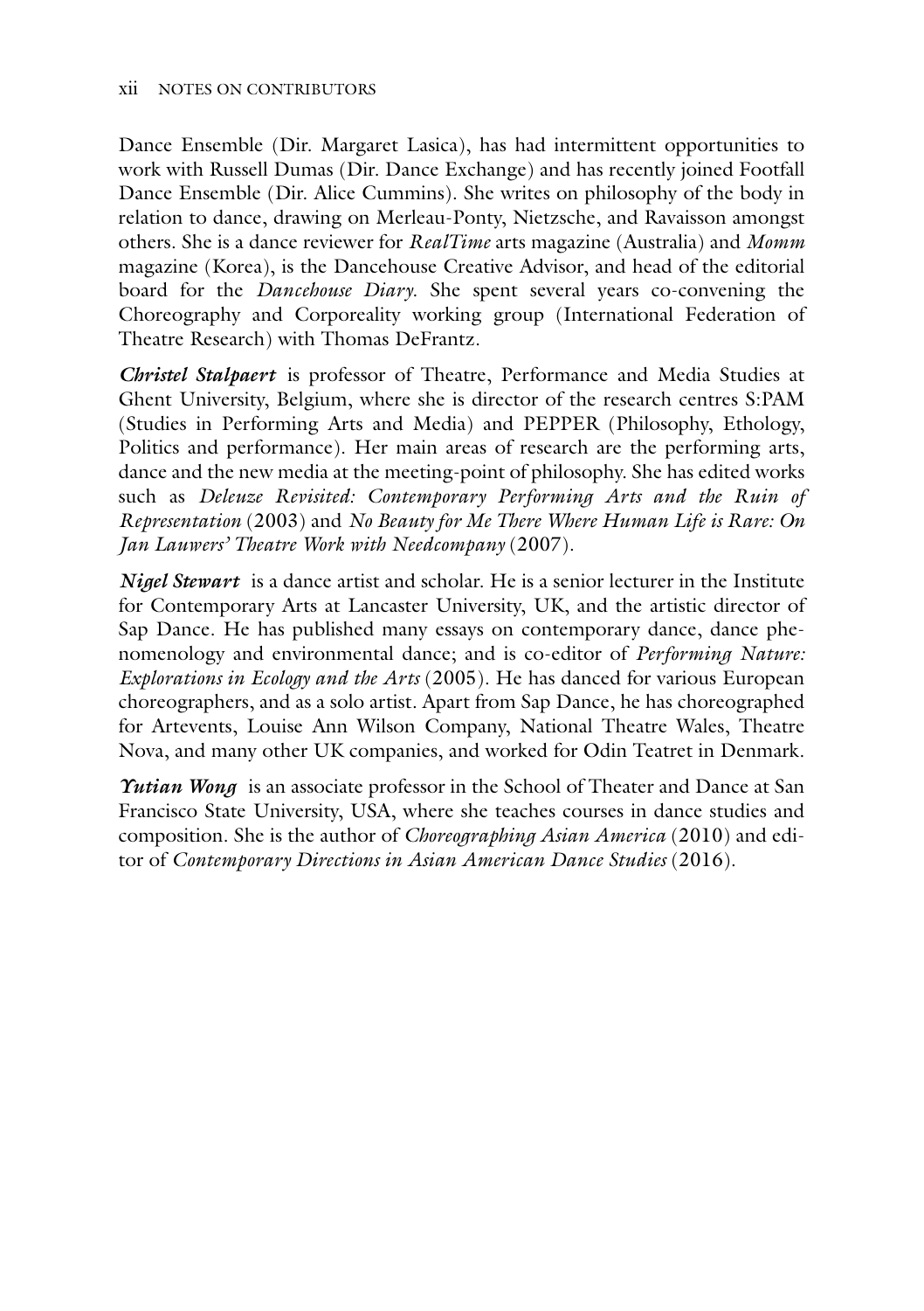Dance Ensemble (Dir. Margaret Lasica), has had intermittent opportunities to work with Russell Dumas (Dir. Dance Exchange) and has recently joined Footfall Dance Ensemble (Dir. Alice Cummins). She writes on philosophy of the body in relation to dance, drawing on Merleau-Ponty, Nietzsche, and Ravaisson amongst others. She is a dance reviewer for *RealTime* arts magazine (Australia) and *Momm* magazine (Korea), is the Dancehouse Creative Advisor, and head of the editorial board for the *Dancehouse Diary*. She spent several years co-convening the Choreography and Corporeality working group (International Federation of Theatre Research) with Thomas DeFrantz.

***Christel Stalpaert*** is professor of Theatre, Performance and Media Studies at Ghent University, Belgium, where she is director of the research centres S:PAM (Studies in Performing Arts and Media) and PEPPER (Philosophy, Ethology, Politics and performance). Her main areas of research are the performing arts, dance and the new media at the meeting-point of philosophy. She has edited works such as *Deleuze Revisited: Contemporary Performing Arts and the Ruin of Representation* (2003) and *No Beauty for Me There Where Human Life is Rare: On Jan Lauwers' Theatre Work with Needcompany* (2007).

***Nigel Stewart*** is a dance artist and scholar. He is a senior lecturer in the Institute for Contemporary Arts at Lancaster University, UK, and the artistic director of Sap Dance. He has published many essays on contemporary dance, dance phenomenology and environmental dance; and is co-editor of *Performing Nature: Explorations in Ecology and the Arts* (2005). He has danced for various European choreographers, and as a solo artist. Apart from Sap Dance, he has choreographed for Artevents, Louise Ann Wilson Company, National Theatre Wales, Theatre Nova, and many other UK companies, and worked for Odin Teatret in Denmark.

***Yutian Wong*** is an associate professor in the School of Theater and Dance at San Francisco State University, USA, where she teaches courses in dance studies and composition. She is the author of *Choreographing Asian America* (2010) and editor of *Contemporary Directions in Asian American Dance Studies* (2016).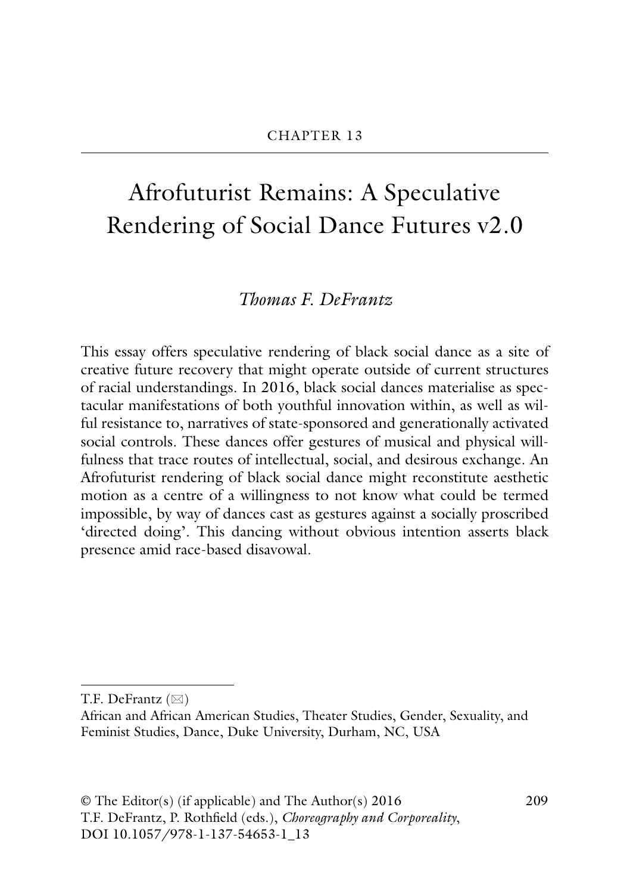CHAPTER 13

# Afrofuturist Remains: A Speculative Rendering of Social Dance Futures v2.0

*Thomas F. DeFrantz*

This essay offers speculative rendering of black social dance as a site of creative future recovery that might operate outside of current structures of racial understandings. In 2016, black social dances materialise as spectacular manifestations of both youthful innovation within, as well as wilful resistance to, narratives of state-sponsored and generationally activated social controls. These dances offer gestures of musical and physical wilfulness that trace routes of intellectual, social, and desirous exchange. An Afrofuturist rendering of black social dance might reconstitute aesthetic motion as a centre of a willingness to not know what could be termed impossible, by way of dances cast as gestures against a socially proscribed 'directed doing'. This dancing without obvious intention asserts black presence amid race-based disavowal.

---

T.F. DeFrantz (✉)
African and African American Studies, Theater Studies, Gender, Sexuality, and Feminist Studies, Dance, Duke University, Durham, NC, USA

© The Editor(s) (if applicable) and The Author(s) 2016
T.F. DeFrantz, P. Rothfield (eds.), *Choreography and Corporeality*,
DOI 10.1057/978-1-137-54653-1_13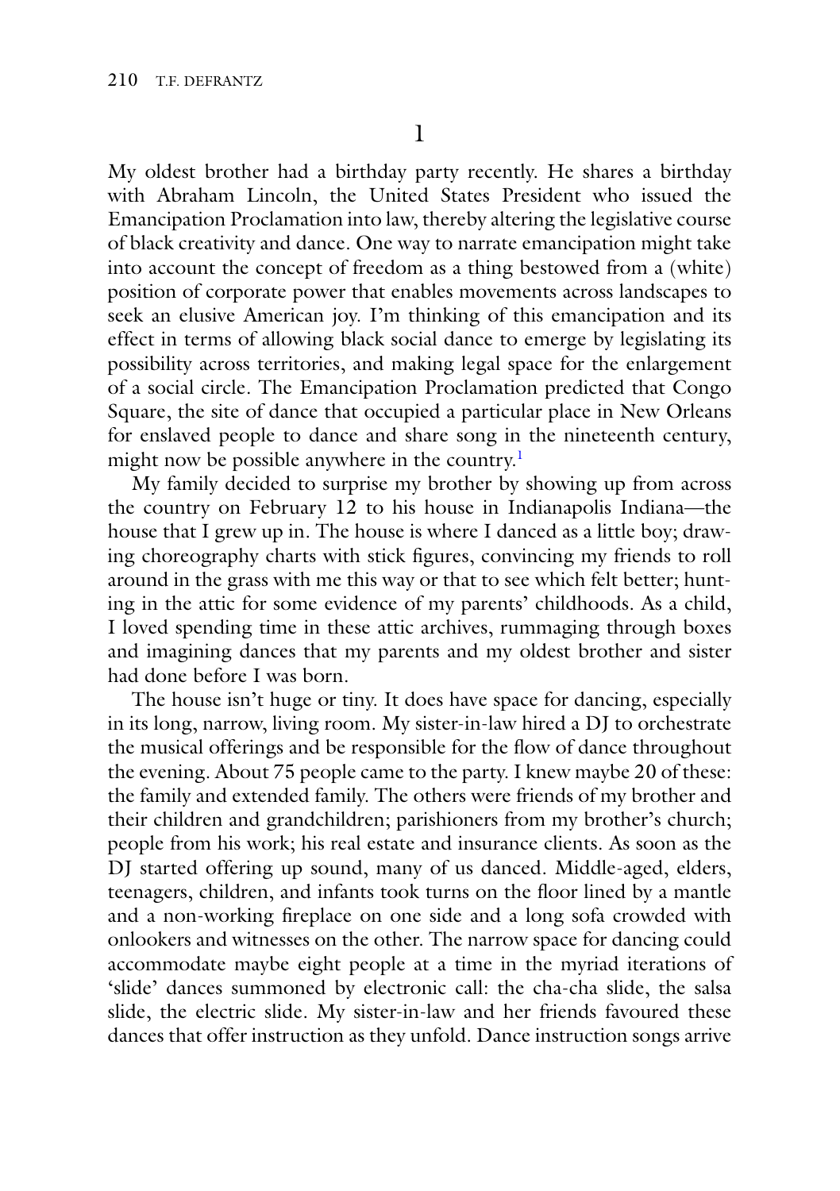## 1

My oldest brother had a birthday party recently. He shares a birthday with Abraham Lincoln, the United States President who issued the Emancipation Proclamation into law, thereby altering the legislative course of black creativity and dance. One way to narrate emancipation might take into account the concept of freedom as a thing bestowed from a (white) position of corporate power that enables movements across landscapes to seek an elusive American joy. I'm thinking of this emancipation and its effect in terms of allowing black social dance to emerge by legislating its possibility across territories, and making legal space for the enlargement of a social circle. The Emancipation Proclamation predicted that Congo Square, the site of dance that occupied a particular place in New Orleans for enslaved people to dance and share song in the nineteenth century, might now be possible anywhere in the country.[1]

My family decided to surprise my brother by showing up from across the country on February 12 to his house in Indianapolis Indiana—the house that I grew up in. The house is where I danced as a little boy; drawing choreography charts with stick figures, convincing my friends to roll around in the grass with me this way or that to see which felt better; hunting in the attic for some evidence of my parents' childhoods. As a child, I loved spending time in these attic archives, rummaging through boxes and imagining dances that my parents and my oldest brother and sister had done before I was born.

The house isn't huge or tiny. It does have space for dancing, especially in its long, narrow, living room. My sister-in-law hired a DJ to orchestrate the musical offerings and be responsible for the flow of dance throughout the evening. About 75 people came to the party. I knew maybe 20 of these: the family and extended family. The others were friends of my brother and their children and grandchildren; parishioners from my brother's church; people from his work; his real estate and insurance clients. As soon as the DJ started offering up sound, many of us danced. Middle-aged, elders, teenagers, children, and infants took turns on the floor lined by a mantle and a non-working fireplace on one side and a long sofa crowded with onlookers and witnesses on the other. The narrow space for dancing could accommodate maybe eight people at a time in the myriad iterations of 'slide' dances summoned by electronic call: the cha-cha slide, the salsa slide, the electric slide. My sister-in-law and her friends favoured these dances that offer instruction as they unfold. Dance instruction songs arrive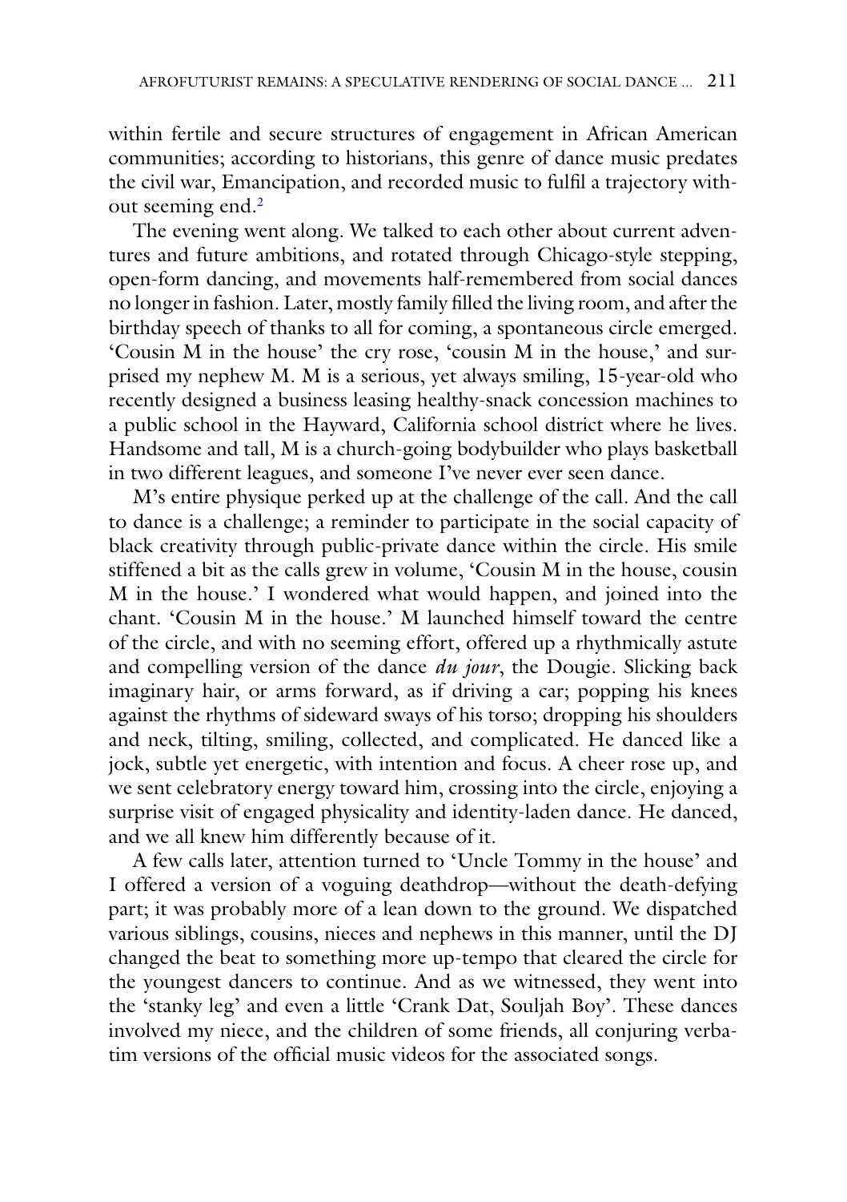within fertile and secure structures of engagement in African American communities; according to historians, this genre of dance music predates the civil war, Emancipation, and recorded music to fulfil a trajectory without seeming end.[2]

The evening went along. We talked to each other about current adventures and future ambitions, and rotated through Chicago-style stepping, open-form dancing, and movements half-remembered from social dances no longer in fashion. Later, mostly family filled the living room, and after the birthday speech of thanks to all for coming, a spontaneous circle emerged. 'Cousin M in the house' the cry rose, 'cousin M in the house,' and surprised my nephew M. M is a serious, yet always smiling, 15-year-old who recently designed a business leasing healthy-snack concession machines to a public school in the Hayward, California school district where he lives. Handsome and tall, M is a church-going bodybuilder who plays basketball in two different leagues, and someone I've never ever seen dance.

M's entire physique perked up at the challenge of the call. And the call to dance is a challenge; a reminder to participate in the social capacity of black creativity through public-private dance within the circle. His smile stiffened a bit as the calls grew in volume, 'Cousin M in the house, cousin M in the house.' I wondered what would happen, and joined into the chant. 'Cousin M in the house.' M launched himself toward the centre of the circle, and with no seeming effort, offered up a rhythmically astute and compelling version of the dance *du jour*, the Dougie. Slicking back imaginary hair, or arms forward, as if driving a car; popping his knees against the rhythms of sideward sways of his torso; dropping his shoulders and neck, tilting, smiling, collected, and complicated. He danced like a jock, subtle yet energetic, with intention and focus. A cheer rose up, and we sent celebratory energy toward him, crossing into the circle, enjoying a surprise visit of engaged physicality and identity-laden dance. He danced, and we all knew him differently because of it.

A few calls later, attention turned to 'Uncle Tommy in the house' and I offered a version of a voguing deathdrop—without the death-defying part; it was probably more of a lean down to the ground. We dispatched various siblings, cousins, nieces and nephews in this manner, until the DJ changed the beat to something more up-tempo that cleared the circle for the youngest dancers to continue. And as we witnessed, they went into the 'stanky leg' and even a little 'Crank Dat, Souljah Boy'. These dances involved my niece, and the children of some friends, all conjuring verbatim versions of the official music videos for the associated songs.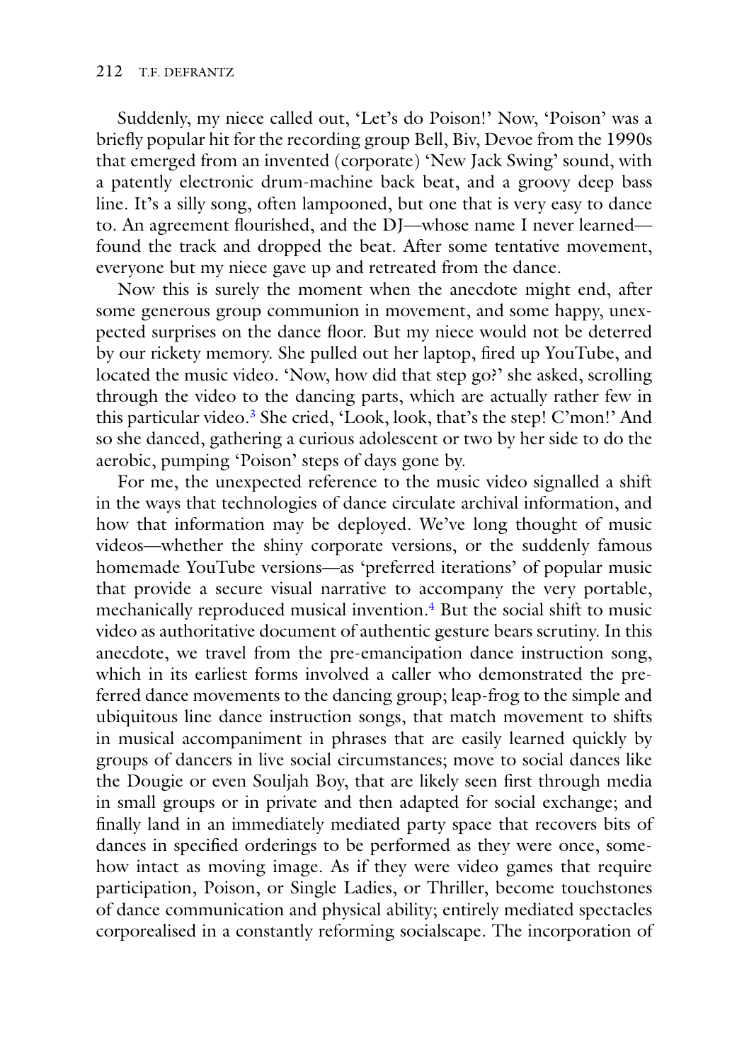Suddenly, my niece called out, 'Let's do Poison!' Now, 'Poison' was a briefly popular hit for the recording group Bell, Biv, Devoe from the 1990s that emerged from an invented (corporate) 'New Jack Swing' sound, with a patently electronic drum-machine back beat, and a groovy deep bass line. It's a silly song, often lampooned, but one that is very easy to dance to. An agreement flourished, and the DJ—whose name I never learned—found the track and dropped the beat. After some tentative movement, everyone but my niece gave up and retreated from the dance.

Now this is surely the moment when the anecdote might end, after some generous group communion in movement, and some happy, unexpected surprises on the dance floor. But my niece would not be deterred by our rickety memory. She pulled out her laptop, fired up YouTube, and located the music video. 'Now, how did that step go?' she asked, scrolling through the video to the dancing parts, which are actually rather few in this particular video.[3] She cried, 'Look, look, that's the step! C'mon!' And so she danced, gathering a curious adolescent or two by her side to do the aerobic, pumping 'Poison' steps of days gone by.

For me, the unexpected reference to the music video signalled a shift in the ways that technologies of dance circulate archival information, and how that information may be deployed. We've long thought of music videos—whether the shiny corporate versions, or the suddenly famous homemade YouTube versions—as 'preferred iterations' of popular music that provide a secure visual narrative to accompany the very portable, mechanically reproduced musical invention.[4] But the social shift to music video as authoritative document of authentic gesture bears scrutiny. In this anecdote, we travel from the pre-emancipation dance instruction song, which in its earliest forms involved a caller who demonstrated the preferred dance movements to the dancing group; leap-frog to the simple and ubiquitous line dance instruction songs, that match movement to shifts in musical accompaniment in phrases that are easily learned quickly by groups of dancers in live social circumstances; move to social dances like the Dougie or even Souljah Boy, that are likely seen first through media in small groups or in private and then adapted for social exchange; and finally land in an immediately mediated party space that recovers bits of dances in specified orderings to be performed as they were once, somehow intact as moving image. As if they were video games that require participation, Poison, or Single Ladies, or Thriller, become touchstones of dance communication and physical ability; entirely mediated spectacles corporealised in a constantly reforming socialscape. The incorporation of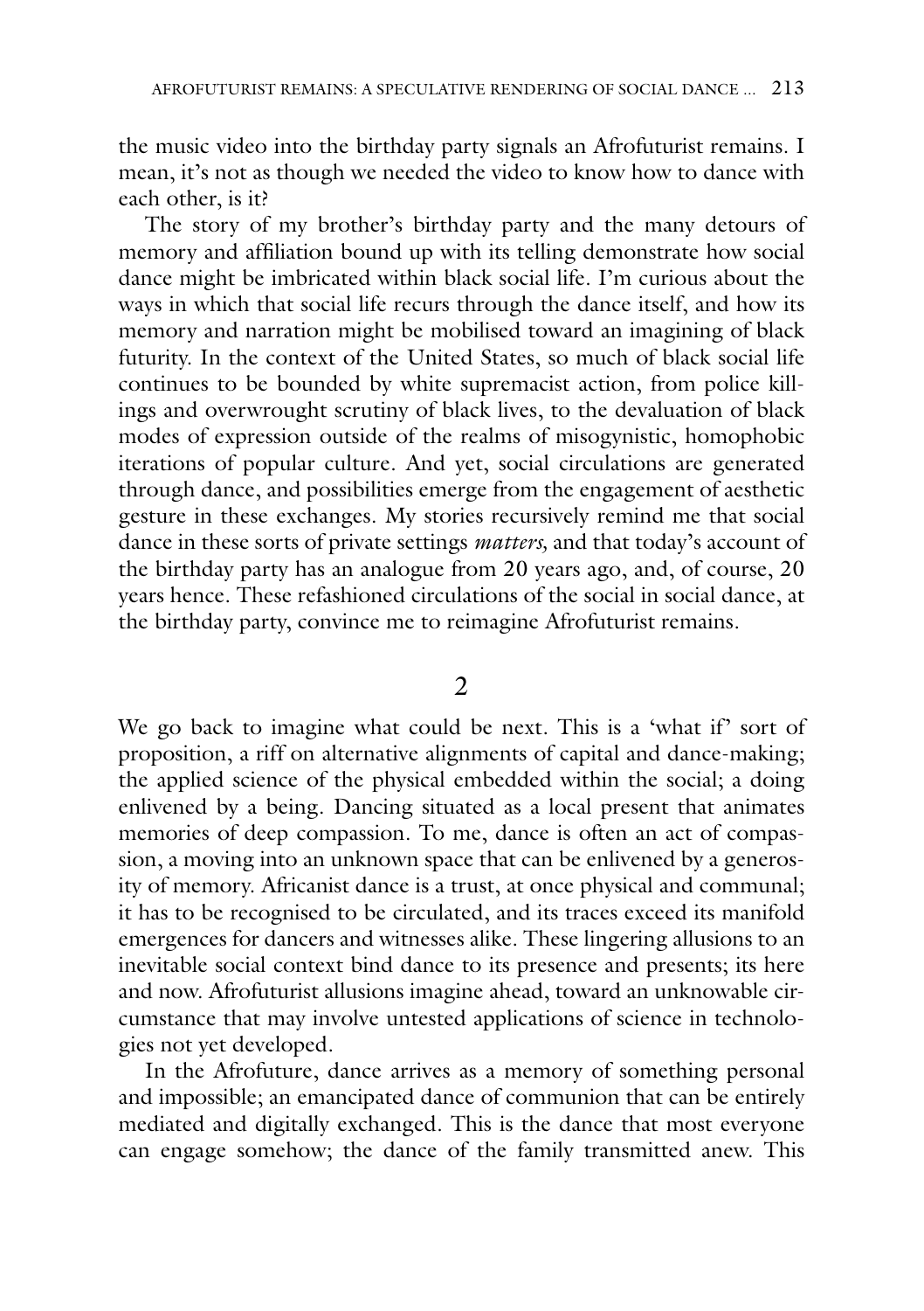the music video into the birthday party signals an Afrofuturist remains. I mean, it's not as though we needed the video to know how to dance with each other, is it?

The story of my brother's birthday party and the many detours of memory and affiliation bound up with its telling demonstrate how social dance might be imbricated within black social life. I'm curious about the ways in which that social life recurs through the dance itself, and how its memory and narration might be mobilised toward an imagining of black futurity. In the context of the United States, so much of black social life continues to be bounded by white supremacist action, from police killings and overwrought scrutiny of black lives, to the devaluation of black modes of expression outside of the realms of misogynistic, homophobic iterations of popular culture. And yet, social circulations are generated through dance, and possibilities emerge from the engagement of aesthetic gesture in these exchanges. My stories recursively remind me that social dance in these sorts of private settings *matters,* and that today's account of the birthday party has an analogue from 20 years ago, and, of course, 20 years hence. These refashioned circulations of the social in social dance, at the birthday party, convince me to reimagine Afrofuturist remains.

## 2

We go back to imagine what could be next. This is a 'what if' sort of proposition, a riff on alternative alignments of capital and dance-making; the applied science of the physical embedded within the social; a doing enlivened by a being. Dancing situated as a local present that animates memories of deep compassion. To me, dance is often an act of compassion, a moving into an unknown space that can be enlivened by a generosity of memory. Africanist dance is a trust, at once physical and communal; it has to be recognised to be circulated, and its traces exceed its manifold emergences for dancers and witnesses alike. These lingering allusions to an inevitable social context bind dance to its presence and presents; its here and now. Afrofuturist allusions imagine ahead, toward an unknowable circumstance that may involve untested applications of science in technologies not yet developed.

In the Afrofuture, dance arrives as a memory of something personal and impossible; an emancipated dance of communion that can be entirely mediated and digitally exchanged. This is the dance that most everyone can engage somehow; the dance of the family transmitted anew. This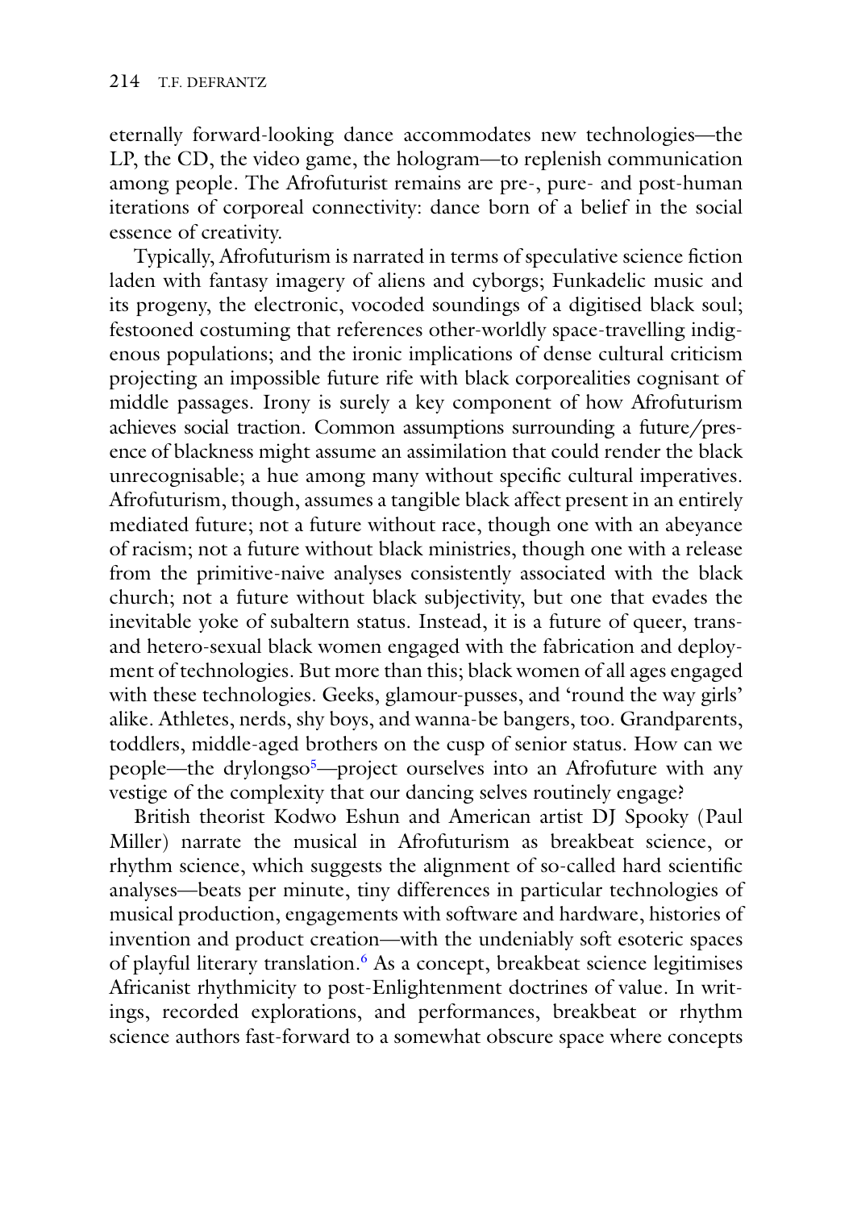eternally forward-looking dance accommodates new technologies—the LP, the CD, the video game, the hologram—to replenish communication among people. The Afrofuturist remains are pre-, pure- and post-human iterations of corporeal connectivity: dance born of a belief in the social essence of creativity.

Typically, Afrofuturism is narrated in terms of speculative science fiction laden with fantasy imagery of aliens and cyborgs; Funkadelic music and its progeny, the electronic, vocoded soundings of a digitised black soul; festooned costuming that references other-worldly space-travelling indigenous populations; and the ironic implications of dense cultural criticism projecting an impossible future rife with black corporealities cognisant of middle passages. Irony is surely a key component of how Afrofuturism achieves social traction. Common assumptions surrounding a future/presence of blackness might assume an assimilation that could render the black unrecognisable; a hue among many without specific cultural imperatives. Afrofuturism, though, assumes a tangible black affect present in an entirely mediated future; not a future without race, though one with an abeyance of racism; not a future without black ministries, though one with a release from the primitive-naive analyses consistently associated with the black church; not a future without black subjectivity, but one that evades the inevitable yoke of subaltern status. Instead, it is a future of queer, trans- and hetero-sexual black women engaged with the fabrication and deployment of technologies. But more than this; black women of all ages engaged with these technologies. Geeks, glamour-pusses, and 'round the way girls' alike. Athletes, nerds, shy boys, and wanna-be bangers, too. Grandparents, toddlers, middle-aged brothers on the cusp of senior status. How can we people—the drylongso[5]—project ourselves into an Afrofuture with any vestige of the complexity that our dancing selves routinely engage?

British theorist Kodwo Eshun and American artist DJ Spooky (Paul Miller) narrate the musical in Afrofuturism as breakbeat science, or rhythm science, which suggests the alignment of so-called hard scientific analyses—beats per minute, tiny differences in particular technologies of musical production, engagements with software and hardware, histories of invention and product creation—with the undeniably soft esoteric spaces of playful literary translation.[6] As a concept, breakbeat science legitimises Africanist rhythmicity to post-Enlightenment doctrines of value. In writings, recorded explorations, and performances, breakbeat or rhythm science authors fast-forward to a somewhat obscure space where concepts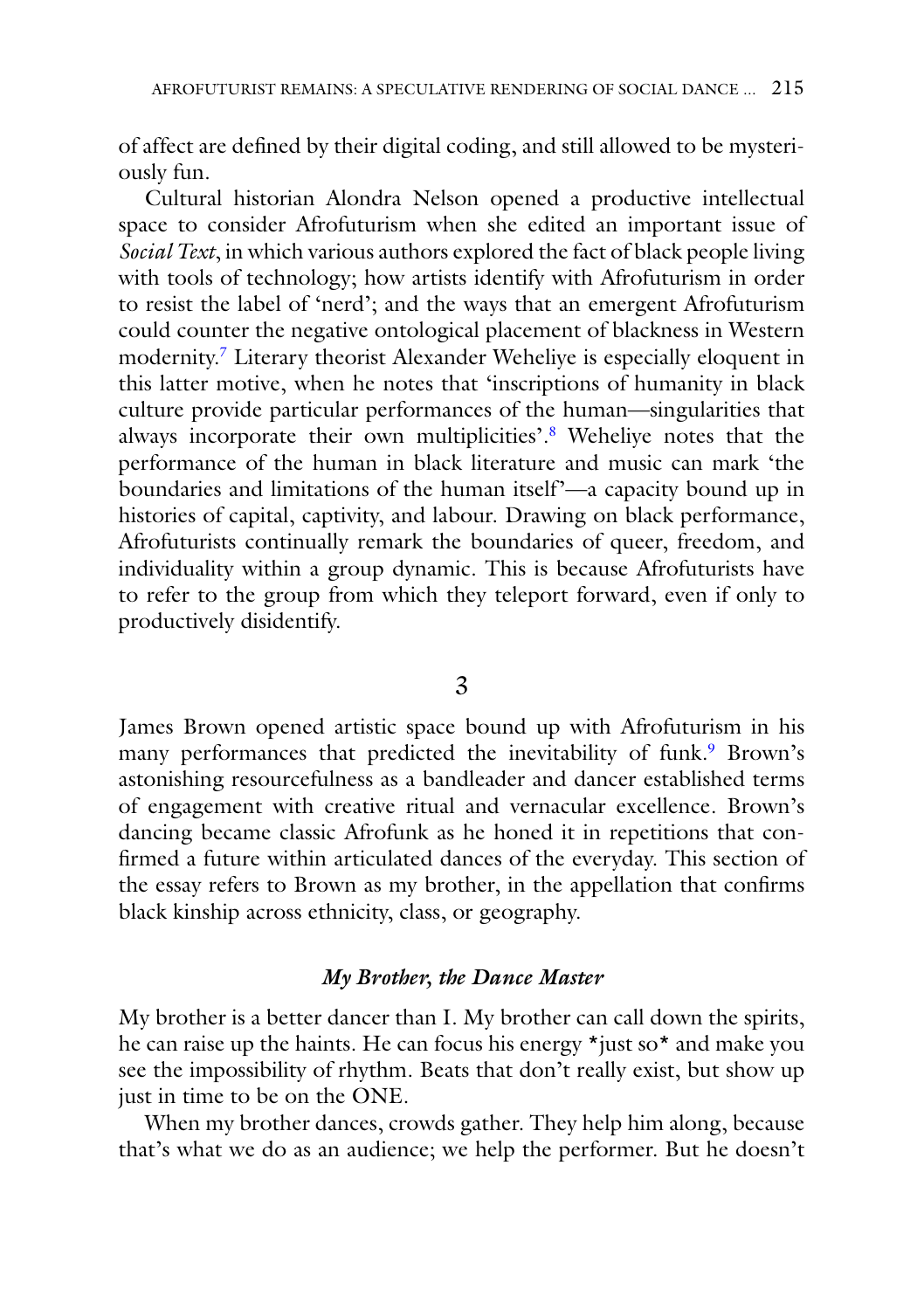of affect are defined by their digital coding, and still allowed to be mysteriously fun.

Cultural historian Alondra Nelson opened a productive intellectual space to consider Afrofuturism when she edited an important issue of *Social Text*, in which various authors explored the fact of black people living with tools of technology; how artists identify with Afrofuturism in order to resist the label of 'nerd'; and the ways that an emergent Afrofuturism could counter the negative ontological placement of blackness in Western modernity.[7] Literary theorist Alexander Weheliye is especially eloquent in this latter motive, when he notes that 'inscriptions of humanity in black culture provide particular performances of the human—singularities that always incorporate their own multiplicities'.[8] Weheliye notes that the performance of the human in black literature and music can mark 'the boundaries and limitations of the human itself'—a capacity bound up in histories of capital, captivity, and labour. Drawing on black performance, Afrofuturists continually remark the boundaries of queer, freedom, and individuality within a group dynamic. This is because Afrofuturists have to refer to the group from which they teleport forward, even if only to productively disidentify.

## 3

James Brown opened artistic space bound up with Afrofuturism in his many performances that predicted the inevitability of funk.[9] Brown's astonishing resourcefulness as a bandleader and dancer established terms of engagement with creative ritual and vernacular excellence. Brown's dancing became classic Afrofunk as he honed it in repetitions that confirmed a future within articulated dances of the everyday. This section of the essay refers to Brown as my brother, in the appellation that confirms black kinship across ethnicity, class, or geography.

### *My Brother, the Dance Master*

My brother is a better dancer than I. My brother can call down the spirits, he can raise up the haints. He can focus his energy *just so* and make you see the impossibility of rhythm. Beats that don't really exist, but show up just in time to be on the ONE.

When my brother dances, crowds gather. They help him along, because that's what we do as an audience; we help the performer. But he doesn't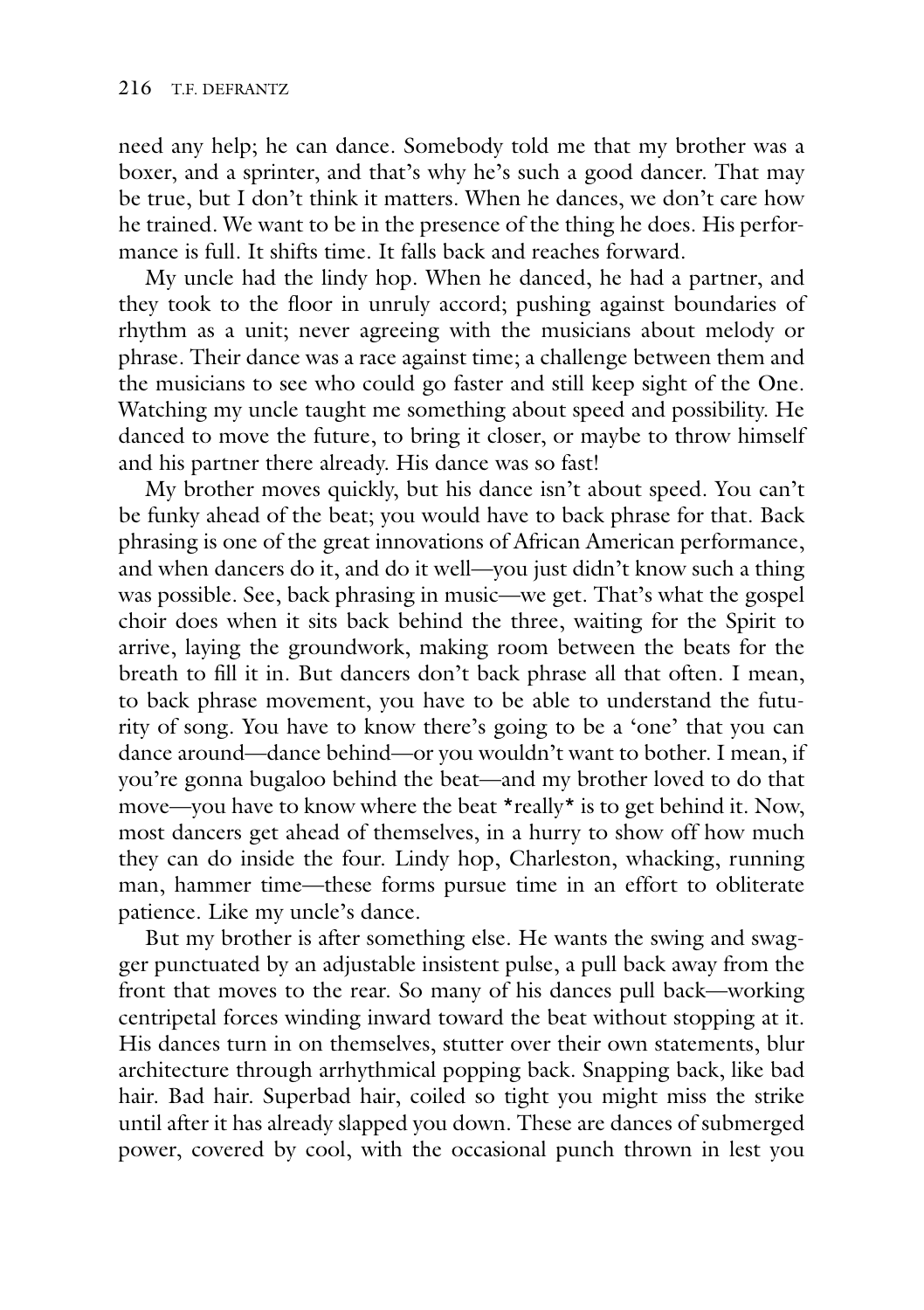need any help; he can dance. Somebody told me that my brother was a boxer, and a sprinter, and that's why he's such a good dancer. That may be true, but I don't think it matters. When he dances, we don't care how he trained. We want to be in the presence of the thing he does. His performance is full. It shifts time. It falls back and reaches forward.

My uncle had the lindy hop. When he danced, he had a partner, and they took to the floor in unruly accord; pushing against boundaries of rhythm as a unit; never agreeing with the musicians about melody or phrase. Their dance was a race against time; a challenge between them and the musicians to see who could go faster and still keep sight of the One. Watching my uncle taught me something about speed and possibility. He danced to move the future, to bring it closer, or maybe to throw himself and his partner there already. His dance was so fast!

My brother moves quickly, but his dance isn't about speed. You can't be funky ahead of the beat; you would have to back phrase for that. Back phrasing is one of the great innovations of African American performance, and when dancers do it, and do it well—you just didn't know such a thing was possible. See, back phrasing in music—we get. That's what the gospel choir does when it sits back behind the three, waiting for the Spirit to arrive, laying the groundwork, making room between the beats for the breath to fill it in. But dancers don't back phrase all that often. I mean, to back phrase movement, you have to be able to understand the futurity of song. You have to know there's going to be a 'one' that you can dance around—dance behind—or you wouldn't want to bother. I mean, if you're gonna bugaloo behind the beat—and my brother loved to do that move—you have to know where the beat *really* is to get behind it. Now, most dancers get ahead of themselves, in a hurry to show off how much they can do inside the four. Lindy hop, Charleston, whacking, running man, hammer time—these forms pursue time in an effort to obliterate patience. Like my uncle's dance.

But my brother is after something else. He wants the swing and swagger punctuated by an adjustable insistent pulse, a pull back away from the front that moves to the rear. So many of his dances pull back—working centripetal forces winding inward toward the beat without stopping at it. His dances turn in on themselves, stutter over their own statements, blur architecture through arrhythmical popping back. Snapping back, like bad hair. Bad hair. Superbad hair, coiled so tight you might miss the strike until after it has already slapped you down. These are dances of submerged power, covered by cool, with the occasional punch thrown in lest you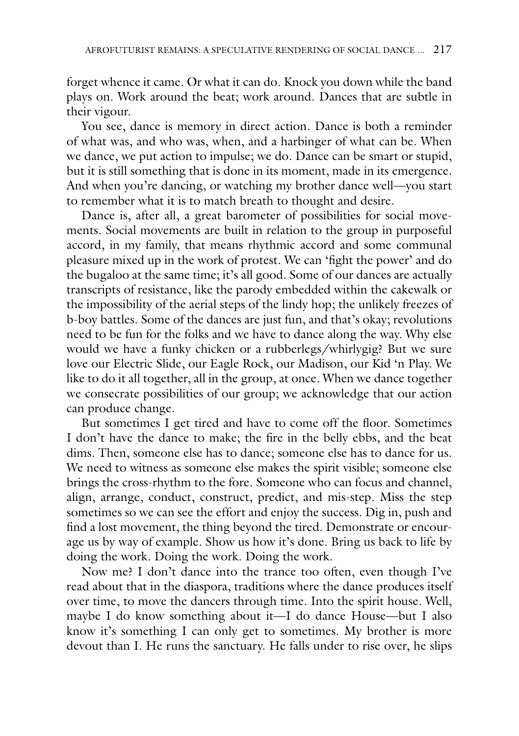forget whence it came. Or what it can do. Knock you down while the band plays on. Work around the beat; work around. Dances that are subtle in their vigour.

You see, dance is memory in direct action. Dance is both a reminder of what was, and who was, when, and a harbinger of what can be. When we dance, we put action to impulse; we do. Dance can be smart or stupid, but it is still something that is done in its moment, made in its emergence. And when you're dancing, or watching my brother dance well—you start to remember what it is to match breath to thought and desire.

Dance is, after all, a great barometer of possibilities for social movements. Social movements are built in relation to the group in purposeful accord, in my family, that means rhythmic accord and some communal pleasure mixed up in the work of protest. We can 'fight the power' and do the bugaloo at the same time; it's all good. Some of our dances are actually transcripts of resistance, like the parody embedded within the cakewalk or the impossibility of the aerial steps of the lindy hop; the unlikely freezes of b-boy battles. Some of the dances are just fun, and that's okay; revolutions need to be fun for the folks and we have to dance along the way. Why else would we have a funky chicken or a rubberlegs/whirlygig? But we sure love our Electric Slide, our Eagle Rock, our Madison, our Kid 'n Play. We like to do it all together, all in the group, at once. When we dance together we consecrate possibilities of our group; we acknowledge that our action can produce change.

But sometimes I get tired and have to come off the floor. Sometimes I don't have the dance to make; the fire in the belly ebbs, and the beat dims. Then, someone else has to dance; someone else has to dance for us. We need to witness as someone else makes the spirit visible; someone else brings the cross-rhythm to the fore. Someone who can focus and channel, align, arrange, conduct, construct, predict, and mis-step. Miss the step sometimes so we can see the effort and enjoy the success. Dig in, push and find a lost movement, the thing beyond the tired. Demonstrate or encourage us by way of example. Show us how it's done. Bring us back to life by doing the work. Doing the work. Doing the work.

Now me? I don't dance into the trance too often, even though I've read about that in the diaspora, traditions where the dance produces itself over time, to move the dancers through time. Into the spirit house. Well, maybe I do know something about it—I do dance House—but I also know it's something I can only get to sometimes. My brother is more devout than I. He runs the sanctuary. He falls under to rise over, he slips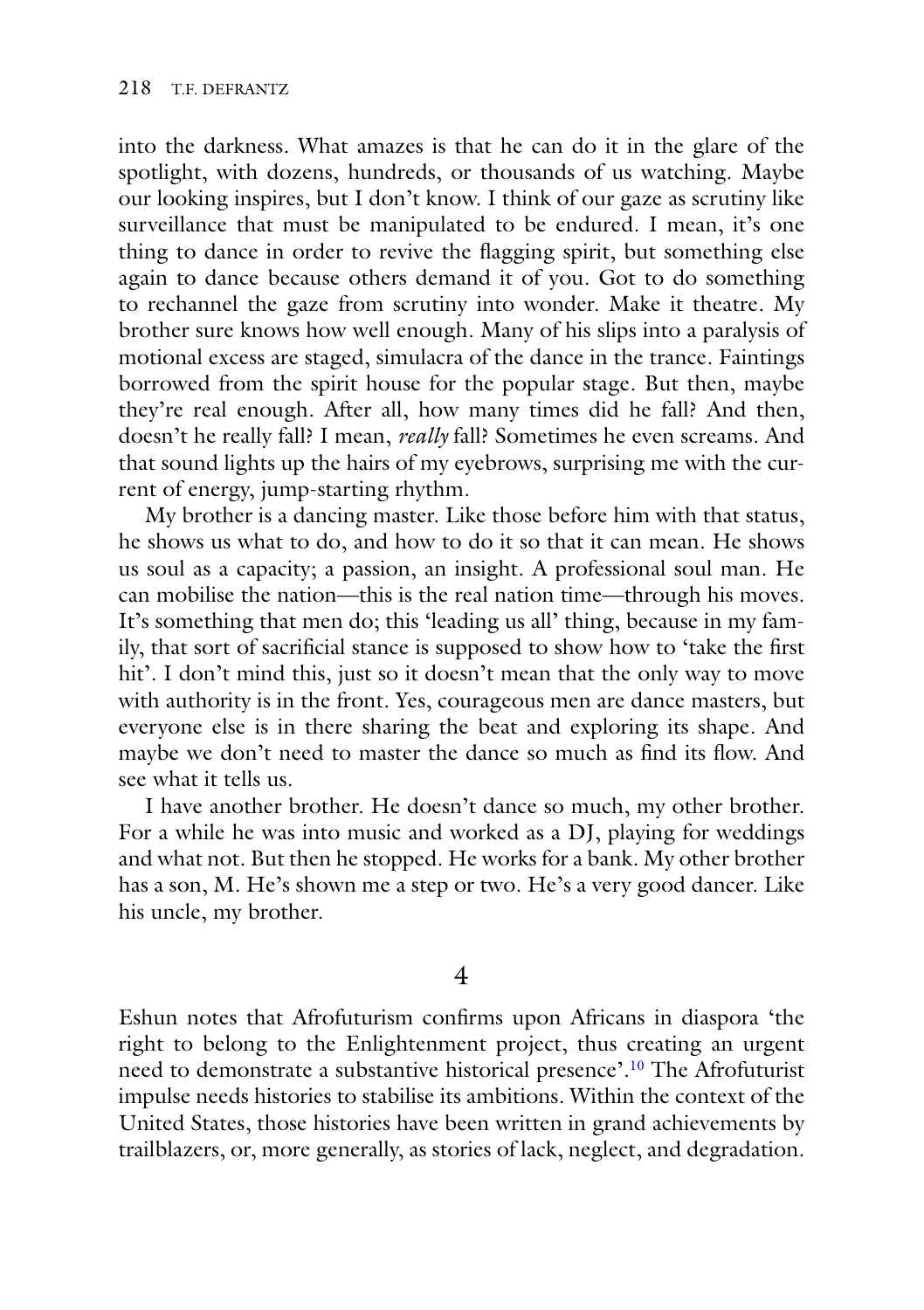into the darkness. What amazes is that he can do it in the glare of the spotlight, with dozens, hundreds, or thousands of us watching. Maybe our looking inspires, but I don't know. I think of our gaze as scrutiny like surveillance that must be manipulated to be endured. I mean, it's one thing to dance in order to revive the flagging spirit, but something else again to dance because others demand it of you. Got to do something to rechannel the gaze from scrutiny into wonder. Make it theatre. My brother sure knows how well enough. Many of his slips into a paralysis of motional excess are staged, simulacra of the dance in the trance. Faintings borrowed from the spirit house for the popular stage. But then, maybe they're real enough. After all, how many times did he fall? And then, doesn't he really fall? I mean, *really* fall? Sometimes he even screams. And that sound lights up the hairs of my eyebrows, surprising me with the current of energy, jump-starting rhythm.

My brother is a dancing master. Like those before him with that status, he shows us what to do, and how to do it so that it can mean. He shows us soul as a capacity; a passion, an insight. A professional soul man. He can mobilise the nation—this is the real nation time—through his moves. It's something that men do; this 'leading us all' thing, because in my family, that sort of sacrificial stance is supposed to show how to 'take the first hit'. I don't mind this, just so it doesn't mean that the only way to move with authority is in the front. Yes, courageous men are dance masters, but everyone else is in there sharing the beat and exploring its shape. And maybe we don't need to master the dance so much as find its flow. And see what it tells us.

I have another brother. He doesn't dance so much, my other brother. For a while he was into music and worked as a DJ, playing for weddings and what not. But then he stopped. He works for a bank. My other brother has a son, M. He's shown me a step or two. He's a very good dancer. Like his uncle, my brother.

## 4

Eshun notes that Afrofuturism confirms upon Africans in diaspora 'the right to belong to the Enlightenment project, thus creating an urgent need to demonstrate a substantive historical presence'.[10] The Afrofuturist impulse needs histories to stabilise its ambitions. Within the context of the United States, those histories have been written in grand achievements by trailblazers, or, more generally, as stories of lack, neglect, and degradation.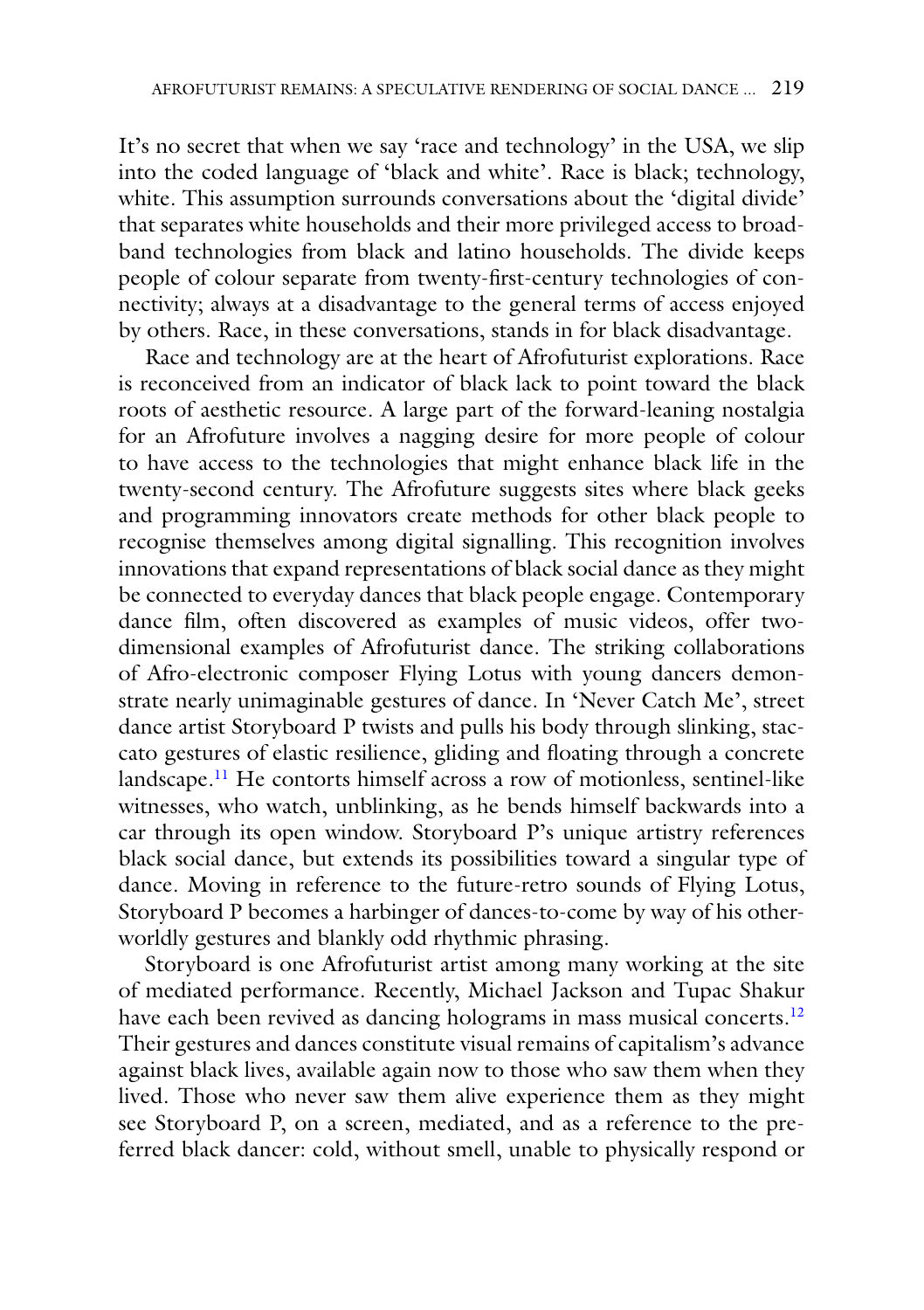It's no secret that when we say 'race and technology' in the USA, we slip into the coded language of 'black and white'. Race is black; technology, white. This assumption surrounds conversations about the 'digital divide' that separates white households and their more privileged access to broadband technologies from black and latino households. The divide keeps people of colour separate from twenty-first-century technologies of connectivity; always at a disadvantage to the general terms of access enjoyed by others. Race, in these conversations, stands in for black disadvantage.

Race and technology are at the heart of Afrofuturist explorations. Race is reconceived from an indicator of black lack to point toward the black roots of aesthetic resource. A large part of the forward-leaning nostalgia for an Afrofuture involves a nagging desire for more people of colour to have access to the technologies that might enhance black life in the twenty-second century. The Afrofuture suggests sites where black geeks and programming innovators create methods for other black people to recognise themselves among digital signalling. This recognition involves innovations that expand representations of black social dance as they might be connected to everyday dances that black people engage. Contemporary dance film, often discovered as examples of music videos, offer two-dimensional examples of Afrofuturist dance. The striking collaborations of Afro-electronic composer Flying Lotus with young dancers demonstrate nearly unimaginable gestures of dance. In 'Never Catch Me', street dance artist Storyboard P twists and pulls his body through slinking, staccato gestures of elastic resilience, gliding and floating through a concrete landscape.[11] He contorts himself across a row of motionless, sentinel-like witnesses, who watch, unblinking, as he bends himself backwards into a car through its open window. Storyboard P's unique artistry references black social dance, but extends its possibilities toward a singular type of dance. Moving in reference to the future-retro sounds of Flying Lotus, Storyboard P becomes a harbinger of dances-to-come by way of his other-worldly gestures and blankly odd rhythmic phrasing.

Storyboard is one Afrofuturist artist among many working at the site of mediated performance. Recently, Michael Jackson and Tupac Shakur have each been revived as dancing holograms in mass musical concerts.[12] Their gestures and dances constitute visual remains of capitalism's advance against black lives, available again now to those who saw them when they lived. Those who never saw them alive experience them as they might see Storyboard P, on a screen, mediated, and as a reference to the preferred black dancer: cold, without smell, unable to physically respond or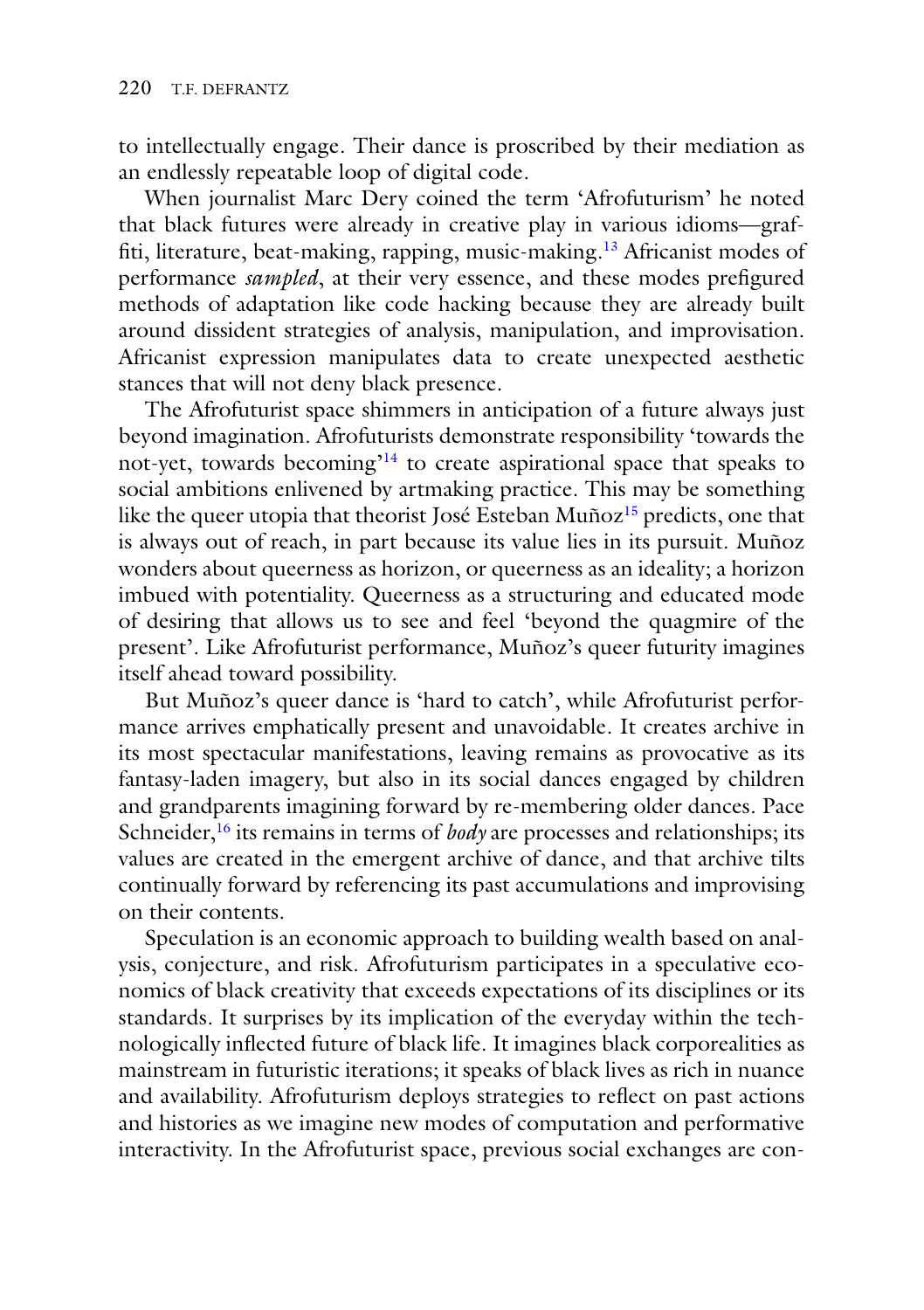to intellectually engage. Their dance is proscribed by their mediation as an endlessly repeatable loop of digital code.

When journalist Marc Dery coined the term 'Afrofuturism' he noted that black futures were already in creative play in various idioms—graffiti, literature, beat-making, rapping, music-making.[13] Africanist modes of performance *sampled*, at their very essence, and these modes prefigured methods of adaptation like code hacking because they are already built around dissident strategies of analysis, manipulation, and improvisation. Africanist expression manipulates data to create unexpected aesthetic stances that will not deny black presence.

The Afrofuturist space shimmers in anticipation of a future always just beyond imagination. Afrofuturists demonstrate responsibility 'towards the not-yet, towards becoming'[14] to create aspirational space that speaks to social ambitions enlivened by artmaking practice. This may be something like the queer utopia that theorist José Esteban Muñoz[15] predicts, one that is always out of reach, in part because its value lies in its pursuit. Muñoz wonders about queerness as horizon, or queerness as an ideality; a horizon imbued with potentiality. Queerness as a structuring and educated mode of desiring that allows us to see and feel 'beyond the quagmire of the present'. Like Afrofuturist performance, Muñoz's queer futurity imagines itself ahead toward possibility.

But Muñoz's queer dance is 'hard to catch', while Afrofuturist performance arrives emphatically present and unavoidable. It creates archive in its most spectacular manifestations, leaving remains as provocative as its fantasy-laden imagery, but also in its social dances engaged by children and grandparents imagining forward by re-membering older dances. Pace Schneider,[16] its remains in terms of *body* are processes and relationships; its values are created in the emergent archive of dance, and that archive tilts continually forward by referencing its past accumulations and improvising on their contents.

Speculation is an economic approach to building wealth based on analysis, conjecture, and risk. Afrofuturism participates in a speculative economics of black creativity that exceeds expectations of its disciplines or its standards. It surprises by its implication of the everyday within the technologically inflected future of black life. It imagines black corporealities as mainstream in futuristic iterations; it speaks of black lives as rich in nuance and availability. Afrofuturism deploys strategies to reflect on past actions and histories as we imagine new modes of computation and performative interactivity. In the Afrofuturist space, previous social exchanges are con-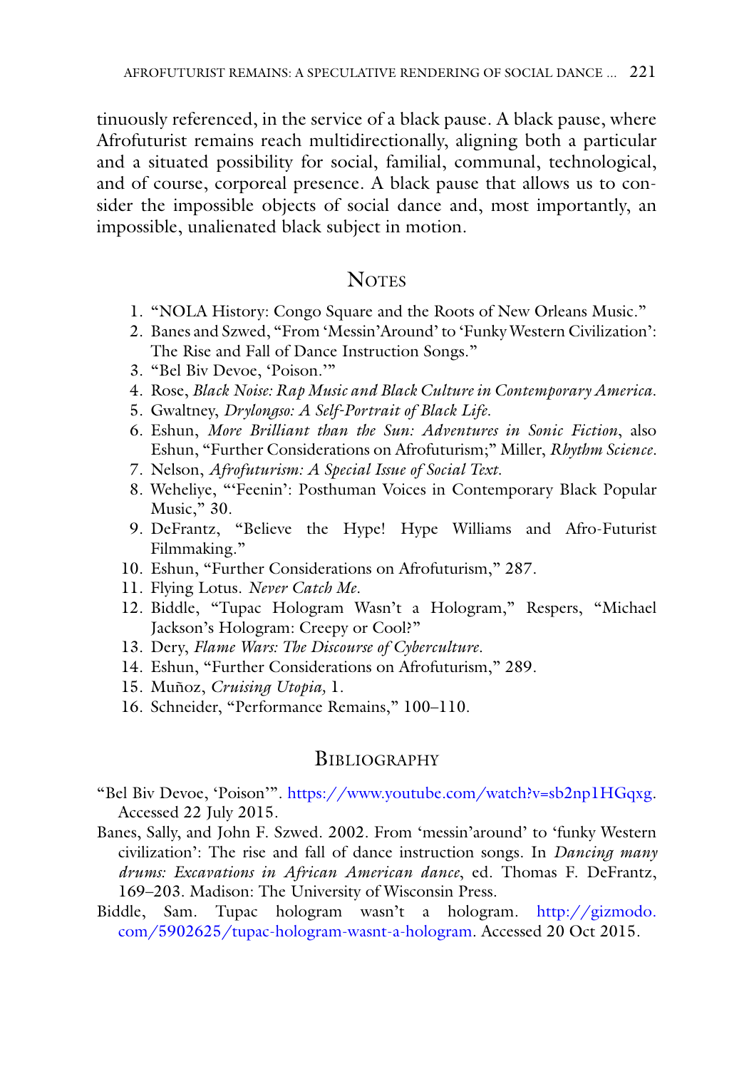tinuously referenced, in the service of a black pause. A black pause, where Afrofuturist remains reach multidirectionally, aligning both a particular and a situated possibility for social, familial, communal, technological, and of course, corporeal presence. A black pause that allows us to consider the impossible objects of social dance and, most importantly, an impossible, unalienated black subject in motion.

## Notes

1. "NOLA History: Congo Square and the Roots of New Orleans Music."
2. Banes and Szwed, "From 'Messin'Around' to 'Funky Western Civilization': The Rise and Fall of Dance Instruction Songs."
3. "Bel Biv Devoe, 'Poison.'"
4. Rose, *Black Noise: Rap Music and Black Culture in Contemporary America*.
5. Gwaltney, *Drylongso: A Self-Portrait of Black Life*.
6. Eshun, *More Brilliant than the Sun: Adventures in Sonic Fiction*, also Eshun, "Further Considerations on Afrofuturism;" Miller, *Rhythm Science*.
7. Nelson, *Afrofuturism: A Special Issue of Social Text*.
8. Weheliye, "'Feenin': Posthuman Voices in Contemporary Black Popular Music," 30.
9. DeFrantz, "Believe the Hype! Hype Williams and Afro-Futurist Filmmaking."
10. Eshun, "Further Considerations on Afrofuturism," 287.
11. Flying Lotus. *Never Catch Me*.
12. Biddle, "Tupac Hologram Wasn't a Hologram," Respers, "Michael Jackson's Hologram: Creepy or Cool?"
13. Dery, *Flame Wars: The Discourse of Cyberculture*.
14. Eshun, "Further Considerations on Afrofuturism," 289.
15. Muñoz, *Cruising Utopia,* 1.
16. Schneider, "Performance Remains," 100–110.

## Bibliography

"Bel Biv Devoe, 'Poison'". https://www.youtube.com/watch?v=sb2np1HGqxg. Accessed 22 July 2015.

Banes, Sally, and John F. Szwed. 2002. From 'messin'around' to 'funky Western civilization': The rise and fall of dance instruction songs. In *Dancing many drums: Excavations in African American dance*, ed. Thomas F. DeFrantz, 169–203. Madison: The University of Wisconsin Press.

Biddle, Sam. Tupac hologram wasn't a hologram. http://gizmodo.com/5902625/tupac-hologram-wasnt-a-hologram. Accessed 20 Oct 2015.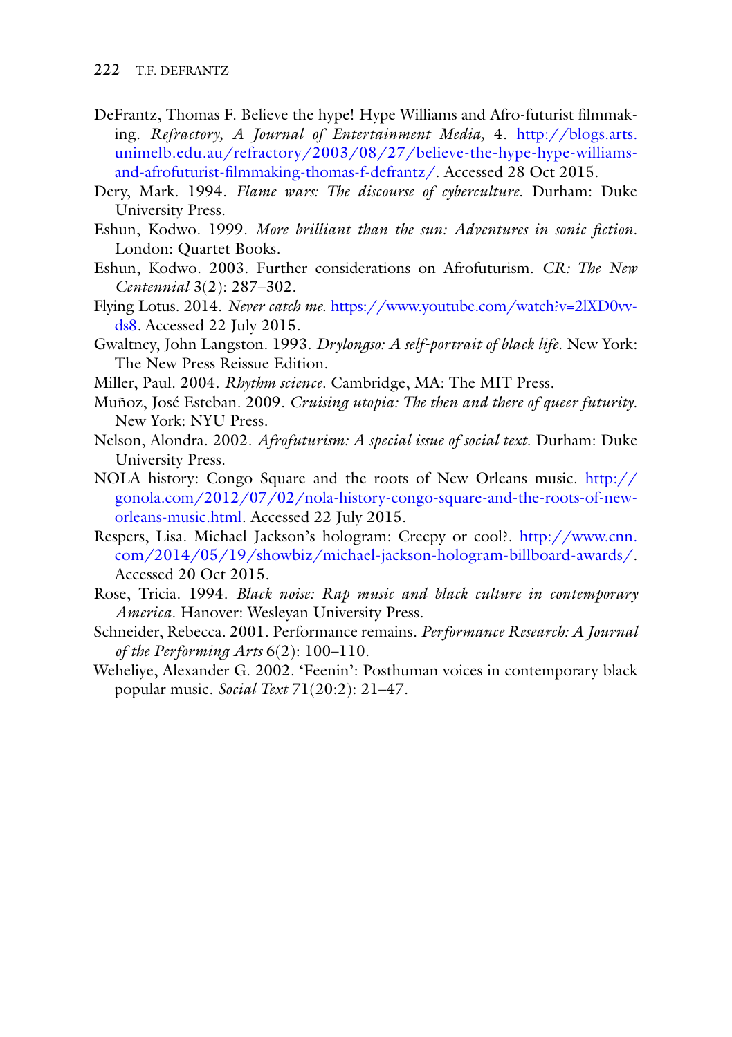DeFrantz, Thomas F. Believe the hype! Hype Williams and Afro-futurist filmmaking. *Refractory, A Journal of Entertainment Media,* 4. http://blogs.arts.unimelb.edu.au/refractory/2003/08/27/believe-the-hype-hype-williams-and-afrofuturist-filmmaking-thomas-f-defrantz/. Accessed 28 Oct 2015.

Dery, Mark. 1994. *Flame wars: The discourse of cyberculture*. Durham: Duke University Press.

Eshun, Kodwo. 1999. *More brilliant than the sun: Adventures in sonic fiction*. London: Quartet Books.

Eshun, Kodwo. 2003. Further considerations on Afrofuturism. *CR: The New Centennial* 3(2): 287–302.

Flying Lotus. 2014. *Never catch me*. https://www.youtube.com/watch?v=2lXD0vv-ds8. Accessed 22 July 2015.

Gwaltney, John Langston. 1993. *Drylongso: A self-portrait of black life*. New York: The New Press Reissue Edition.

Miller, Paul. 2004. *Rhythm science*. Cambridge, MA: The MIT Press.

Muñoz, José Esteban. 2009. *Cruising utopia: The then and there of queer futurity*. New York: NYU Press.

Nelson, Alondra. 2002. *Afrofuturism: A special issue of social text*. Durham: Duke University Press.

NOLA history: Congo Square and the roots of New Orleans music. http://gonola.com/2012/07/02/nola-history-congo-square-and-the-roots-of-new-orleans-music.html. Accessed 22 July 2015.

Respers, Lisa. Michael Jackson's hologram: Creepy or cool?. http://www.cnn.com/2014/05/19/showbiz/michael-jackson-hologram-billboard-awards/. Accessed 20 Oct 2015.

Rose, Tricia. 1994. *Black noise: Rap music and black culture in contemporary America*. Hanover: Wesleyan University Press.

Schneider, Rebecca. 2001. Performance remains. *Performance Research: A Journal of the Performing Arts* 6(2): 100–110.

Weheliye, Alexander G. 2002. 'Feenin': Posthuman voices in contemporary black popular music. *Social Text* 71(20:2): 21–47.